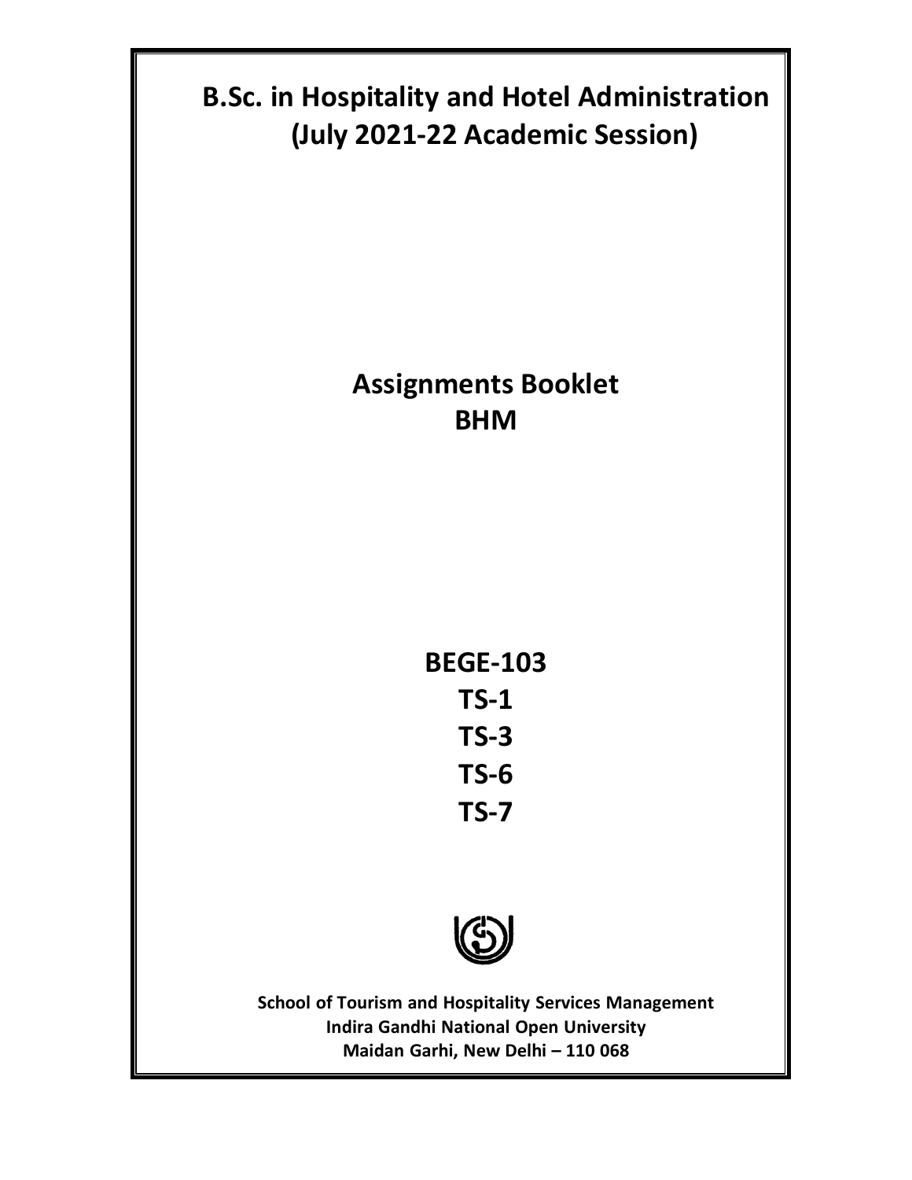# B.Sc. in Hospitality and Hotel Administration (July 2021-22 Academic Session)

## Assignments Booklet
## BHM

**BEGE-103**
**TS-1**
**TS-3**
**TS-6**
**TS-7**

**School of Tourism and Hospitality Services Management**
**Indira Gandhi National Open University**
**Maidan Garhi, New Delhi – 110 068**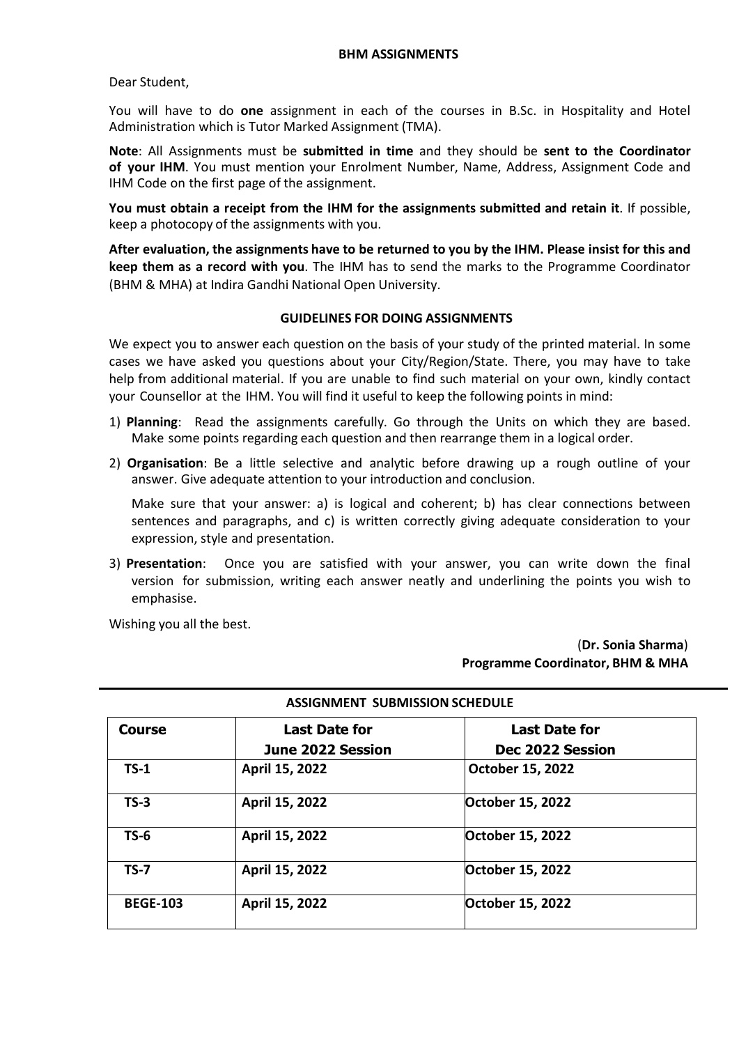## BHM ASSIGNMENTS

Dear Student,

You will have to do **one** assignment in each of the courses in B.Sc. in Hospitality and Hotel Administration which is Tutor Marked Assignment (TMA).

**Note**: All Assignments must be **submitted in time** and they should be **sent to the Coordinator of your IHM**. You must mention your Enrolment Number, Name, Address, Assignment Code and IHM Code on the first page of the assignment.

**You must obtain a receipt from the IHM for the assignments submitted and retain it**. If possible, keep a photocopy of the assignments with you.

**After evaluation, the assignments have to be returned to you by the IHM. Please insist for this and keep them as a record with you**. The IHM has to send the marks to the Programme Coordinator (BHM & MHA) at Indira Gandhi National Open University.

## GUIDELINES FOR DOING ASSIGNMENTS

We expect you to answer each question on the basis of your study of the printed material. In some cases we have asked you questions about your City/Region/State. There, you may have to take help from additional material. If you are unable to find such material on your own, kindly contact your Counsellor at the IHM. You will find it useful to keep the following points in mind:

1) **Planning**: Read the assignments carefully. Go through the Units on which they are based. Make some points regarding each question and then rearrange them in a logical order.

2) **Organisation**: Be a little selective and analytic before drawing up a rough outline of your answer. Give adequate attention to your introduction and conclusion.

   Make sure that your answer: a) is logical and coherent; b) has clear connections between sentences and paragraphs, and c) is written correctly giving adequate consideration to your expression, style and presentation.

3) **Presentation**: Once you are satisfied with your answer, you can write down the final version for submission, writing each answer neatly and underlining the points you wish to emphasise.

Wishing you all the best.

(**Dr. Sonia Sharma**)
**Programme Coordinator, BHM & MHA**

## ASSIGNMENT SUBMISSION SCHEDULE

| Course | Last Date for June 2022 Session | Last Date for Dec 2022 Session |
|---|---|---|
| TS-1 | April 15, 2022 | October 15, 2022 |
| TS-3 | April 15, 2022 | October 15, 2022 |
| TS-6 | April 15, 2022 | October 15, 2022 |
| TS-7 | April 15, 2022 | October 15, 2022 |
| BEGE-103 | April 15, 2022 | October 15, 2022 |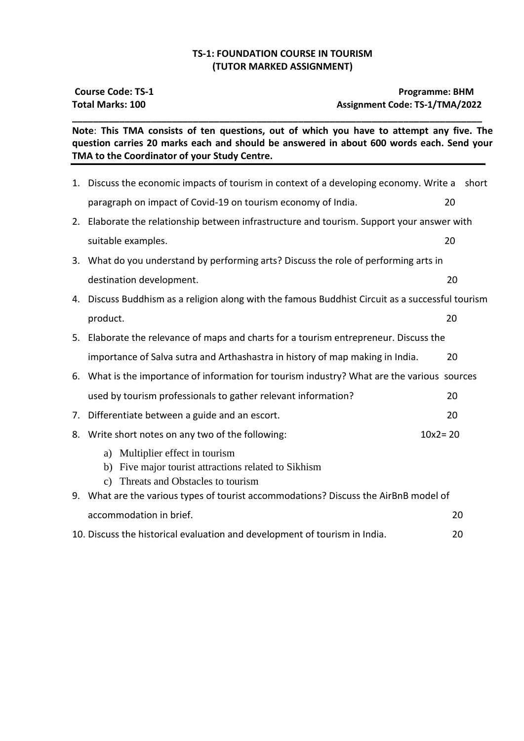# TS-1: FOUNDATION COURSE IN TOURISM
## (TUTOR MARKED ASSIGNMENT)

**Course Code: TS-1** | **Programme: BHM**
**Total Marks: 100** | **Assignment Code: TS-1/TMA/2022**

---

**Note**: **This TMA consists of ten questions, out of which you have to attempt any five. The question carries 20 marks each and should be answered in about 600 words each. Send your TMA to the Coordinator of your Study Centre.**

---

1. Discuss the economic impacts of tourism in context of a developing economy. Write a short paragraph on impact of Covid-19 on tourism economy of India. 20
2. Elaborate the relationship between infrastructure and tourism. Support your answer with suitable examples. 20
3. What do you understand by performing arts? Discuss the role of performing arts in destination development. 20
4. Discuss Buddhism as a religion along with the famous Buddhist Circuit as a successful tourism product. 20
5. Elaborate the relevance of maps and charts for a tourism entrepreneur. Discuss the importance of Salva sutra and Arthashastra in history of map making in India. 20
6. What is the importance of information for tourism industry? What are the various sources used by tourism professionals to gather relevant information? 20
7. Differentiate between a guide and an escort. 20
8. Write short notes on any two of the following: 10x2= 20
   a) Multiplier effect in tourism
   b) Five major tourist attractions related to Sikhism
   c) Threats and Obstacles to tourism
9. What are the various types of tourist accommodations? Discuss the AirBnB model of accommodation in brief. 20
10. Discuss the historical evaluation and development of tourism in India. 20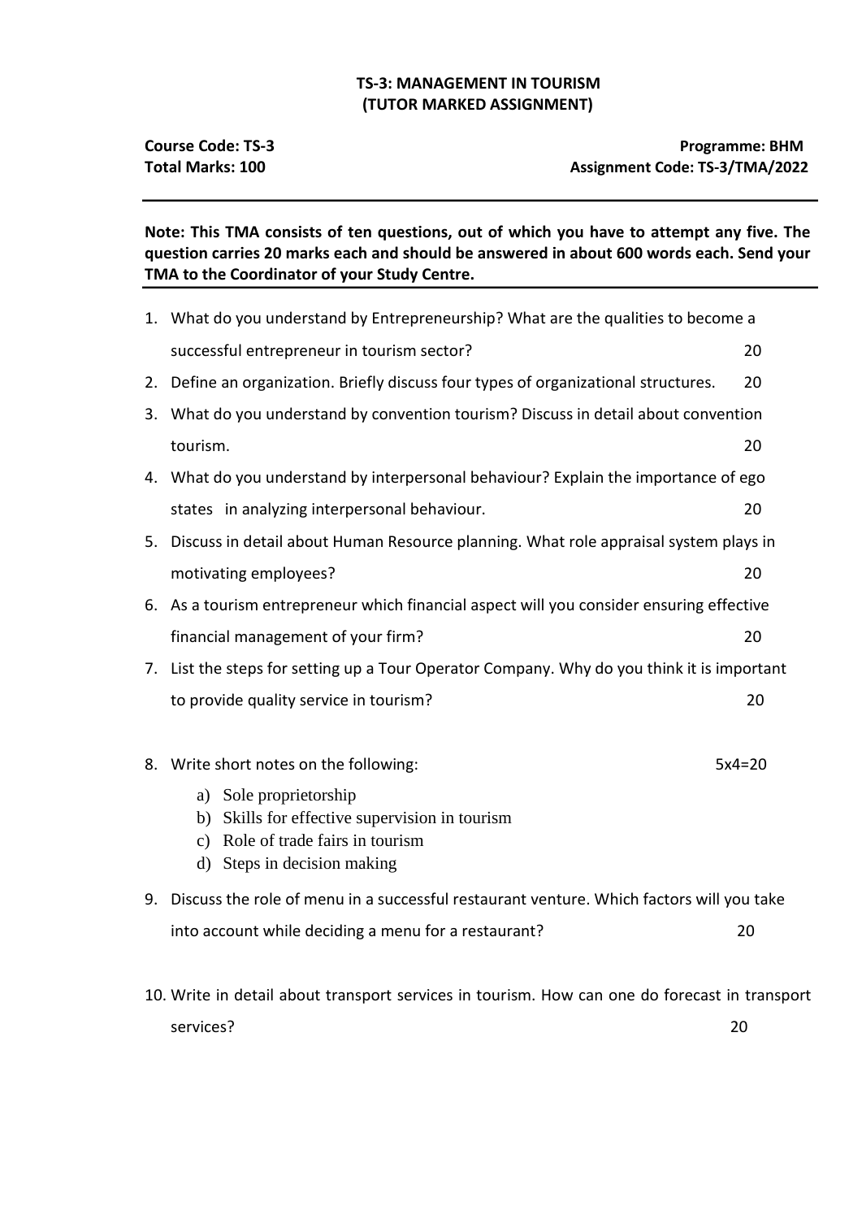**TS-3: MANAGEMENT IN TOURISM**
**(TUTOR MARKED ASSIGNMENT)**

**Course Code: TS-3** **Programme: BHM**
**Total Marks: 100** **Assignment Code: TS-3/TMA/2022**

---

**Note: This TMA consists of ten questions, out of which you have to attempt any five. The question carries 20 marks each and should be answered in about 600 words each. Send your TMA to the Coordinator of your Study Centre.**

---

1. What do you understand by Entrepreneurship? What are the qualities to become a successful entrepreneur in tourism sector? 20
2. Define an organization. Briefly discuss four types of organizational structures. 20
3. What do you understand by convention tourism? Discuss in detail about convention tourism. 20
4. What do you understand by interpersonal behaviour? Explain the importance of ego states in analyzing interpersonal behaviour. 20
5. Discuss in detail about Human Resource planning. What role appraisal system plays in motivating employees? 20
6. As a tourism entrepreneur which financial aspect will you consider ensuring effective financial management of your firm? 20
7. List the steps for setting up a Tour Operator Company. Why do you think it is important to provide quality service in tourism? 20
8. Write short notes on the following: 5x4=20
   a) Sole proprietorship
   b) Skills for effective supervision in tourism
   c) Role of trade fairs in tourism
   d) Steps in decision making
9. Discuss the role of menu in a successful restaurant venture. Which factors will you take into account while deciding a menu for a restaurant? 20
10. Write in detail about transport services in tourism. How can one do forecast in transport services? 20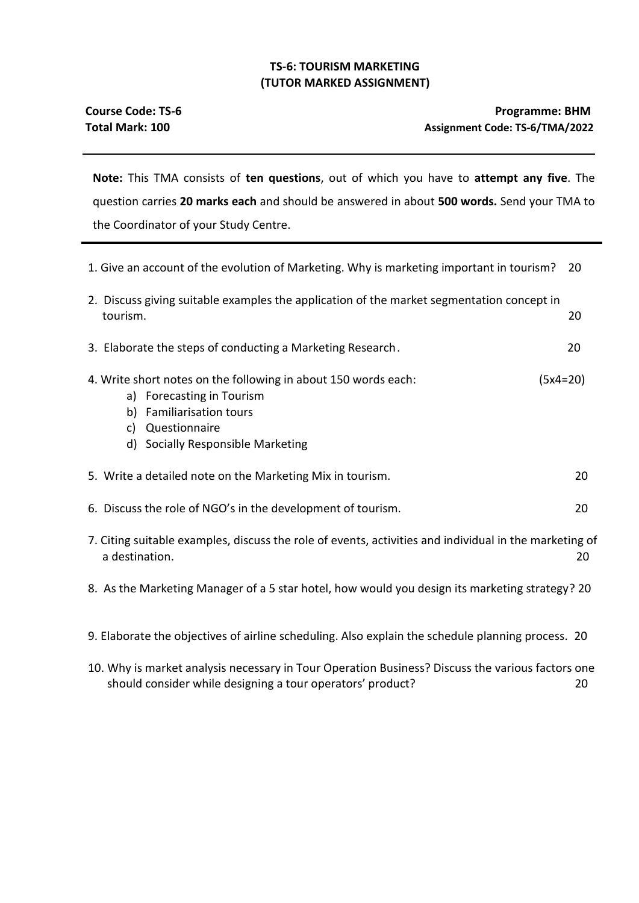# TS-6: TOURISM MARKETING
## (TUTOR MARKED ASSIGNMENT)

**Course Code: TS-6** **Programme: BHM**
**Total Mark: 100** **Assignment Code: TS-6/TMA/2022**

---

**Note:** This TMA consists of **ten questions**, out of which you have to **attempt any five**. The question carries **20 marks each** and should be answered in about **500 words.** Send your TMA to the Coordinator of your Study Centre.

---

1. Give an account of the evolution of Marketing. Why is marketing important in tourism? 20

2. Discuss giving suitable examples the application of the market segmentation concept in tourism. 20

3. Elaborate the steps of conducting a Marketing Research. 20

4. Write short notes on the following in about 150 words each: (5x4=20)
   a) Forecasting in Tourism
   b) Familiarisation tours
   c) Questionnaire
   d) Socially Responsible Marketing

5. Write a detailed note on the Marketing Mix in tourism. 20

6. Discuss the role of NGO's in the development of tourism. 20

7. Citing suitable examples, discuss the role of events, activities and individual in the marketing of a destination. 20

8. As the Marketing Manager of a 5 star hotel, how would you design its marketing strategy? 20

9. Elaborate the objectives of airline scheduling. Also explain the schedule planning process. 20

10. Why is market analysis necessary in Tour Operation Business? Discuss the various factors one should consider while designing a tour operators' product? 20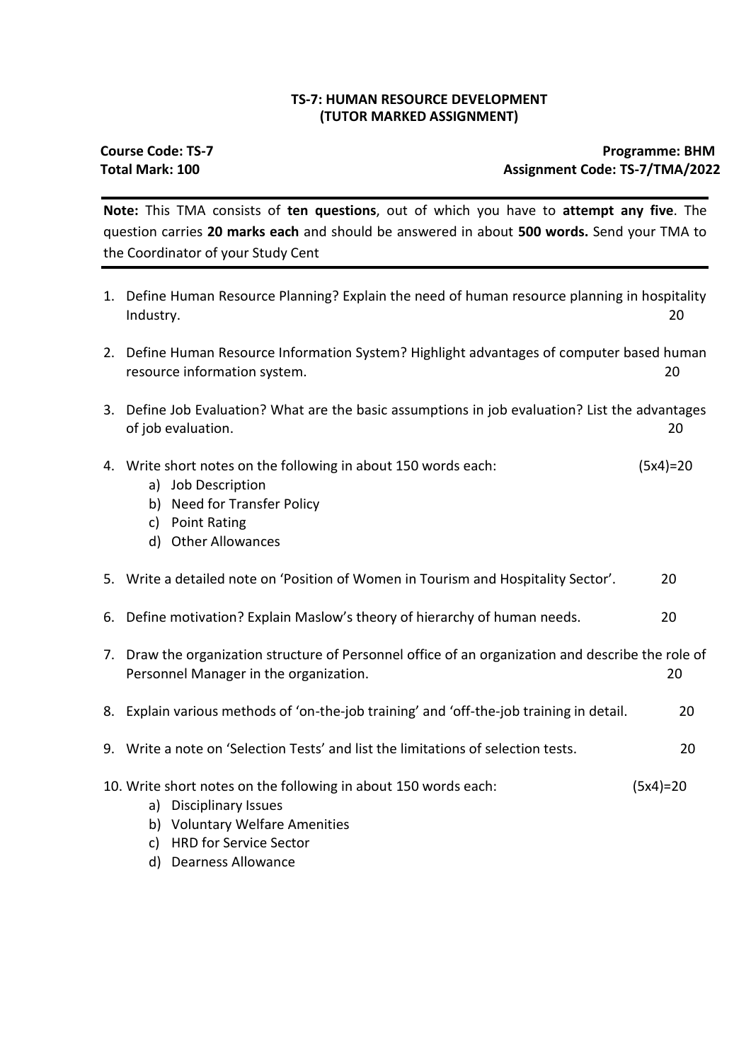**TS-7: HUMAN RESOURCE DEVELOPMENT**
**(TUTOR MARKED ASSIGNMENT)**

**Course Code: TS-7** **Programme: BHM**
**Total Mark: 100** **Assignment Code: TS-7/TMA/2022**

---

**Note:** This TMA consists of **ten questions**, out of which you have to **attempt any five**. The question carries **20 marks each** and should be answered in about **500 words.** Send your TMA to the Coordinator of your Study Cent

---

1. Define Human Resource Planning? Explain the need of human resource planning in hospitality Industry. 20

2. Define Human Resource Information System? Highlight advantages of computer based human resource information system. 20

3. Define Job Evaluation? What are the basic assumptions in job evaluation? List the advantages of job evaluation. 20

4. Write short notes on the following in about 150 words each: (5x4)=20
   a) Job Description
   b) Need for Transfer Policy
   c) Point Rating
   d) Other Allowances

5. Write a detailed note on 'Position of Women in Tourism and Hospitality Sector'. 20

6. Define motivation? Explain Maslow's theory of hierarchy of human needs. 20

7. Draw the organization structure of Personnel office of an organization and describe the role of Personnel Manager in the organization. 20

8. Explain various methods of 'on-the-job training' and 'off-the-job training in detail. 20

9. Write a note on 'Selection Tests' and list the limitations of selection tests. 20

10. Write short notes on the following in about 150 words each: (5x4)=20
    a) Disciplinary Issues
    b) Voluntary Welfare Amenities
    c) HRD for Service Sector
    d) Dearness Allowance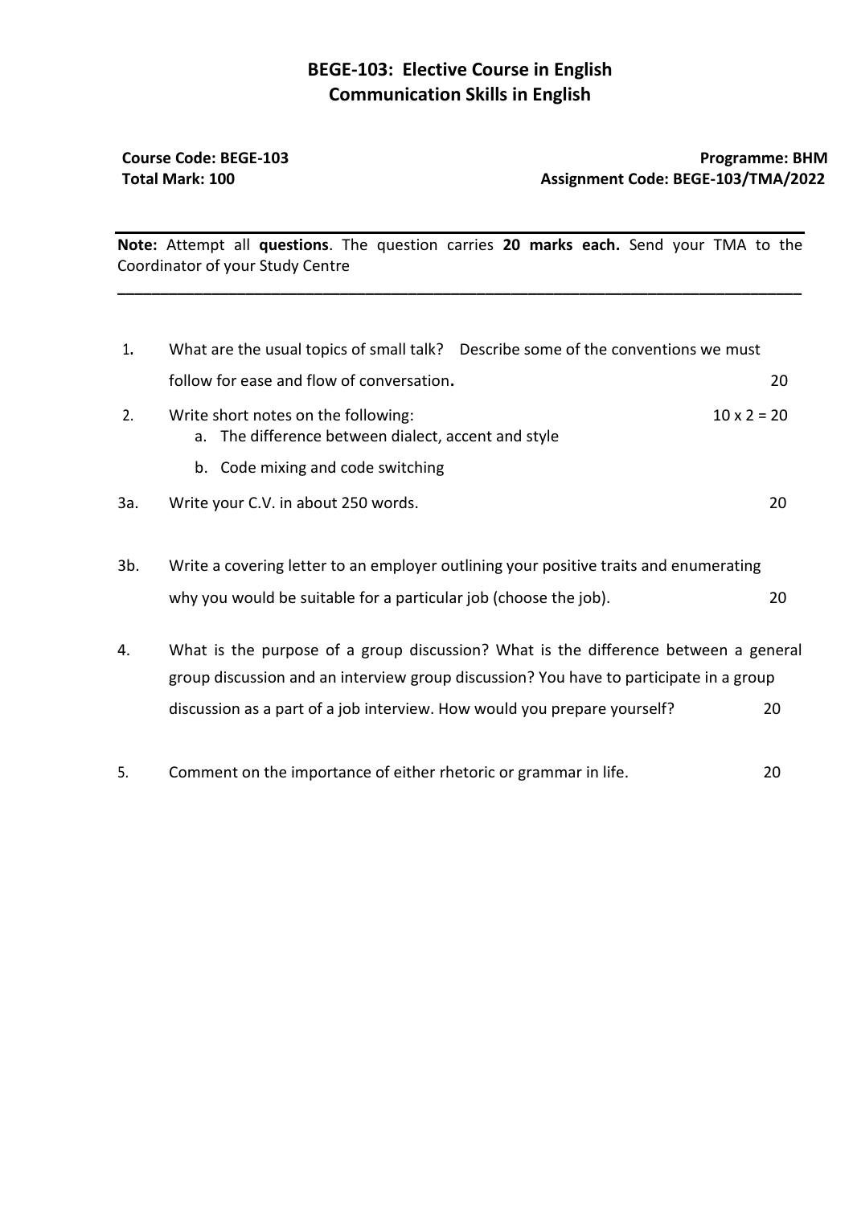# BEGE-103: Elective Course in English
## Communication Skills in English

**Course Code: BEGE-103**
**Total Mark: 100**

**Programme: BHM**
**Assignment Code: BEGE-103/TMA/2022**

---

**Note:** Attempt all **questions**. The question carries **20 marks each.** Send your TMA to the Coordinator of your Study Centre

---

1. What are the usual topics of small talk? Describe some of the conventions we must follow for ease and flow of conversation. 20

2. Write short notes on the following: 10 x 2 = 20
   a. The difference between dialect, accent and style
   b. Code mixing and code switching

3a. Write your C.V. in about 250 words. 20

3b. Write a covering letter to an employer outlining your positive traits and enumerating why you would be suitable for a particular job (choose the job). 20

4. What is the purpose of a group discussion? What is the difference between a general group discussion and an interview group discussion? You have to participate in a group discussion as a part of a job interview. How would you prepare yourself? 20

5. Comment on the importance of either rhetoric or grammar in life. 20